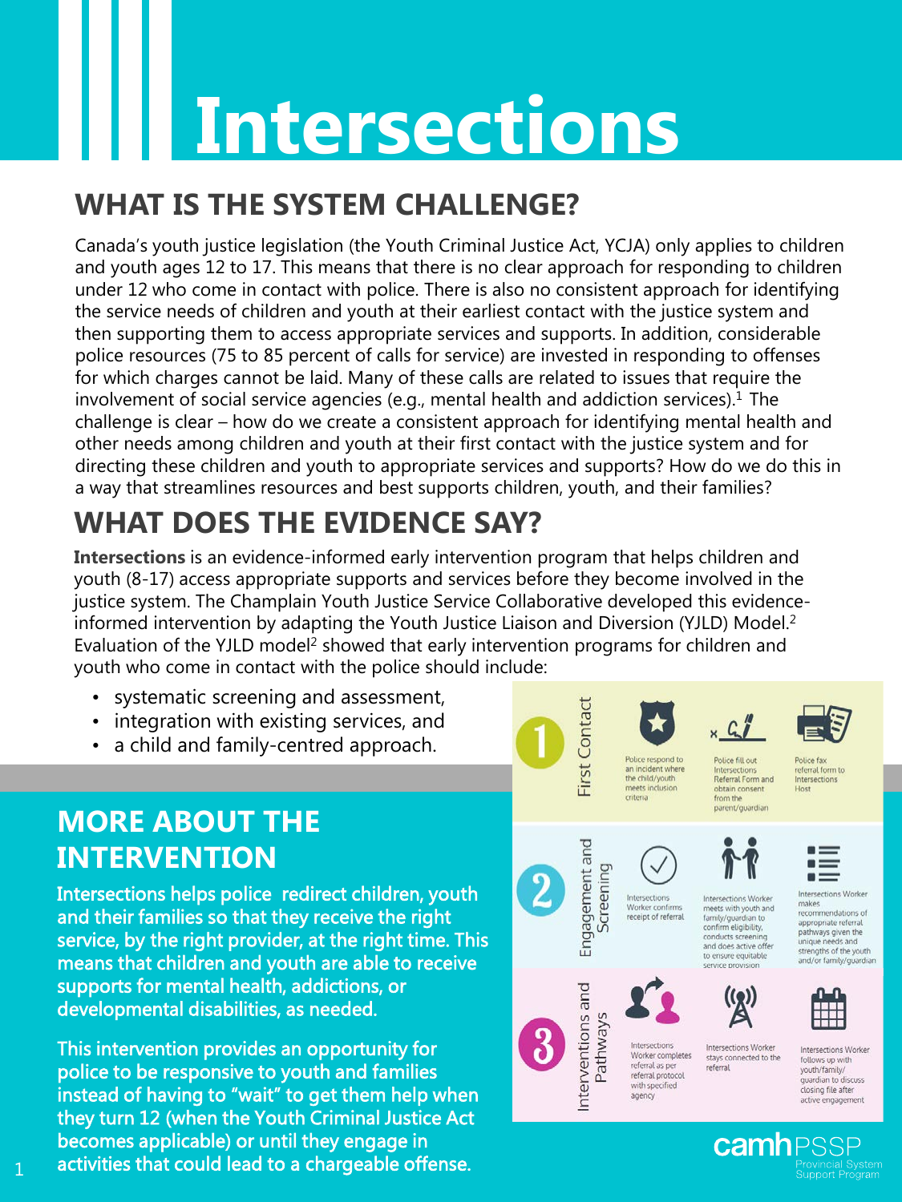# Intersections

## WHAT IS THE SYSTEM CHALLENGE?

Canada's youth justice legislation (the Youth Criminal Justice Act, YCJA) only applies to children and youth ages 12 to 17. This means that there is no clear approach for responding to children under 12 who come in contact with police. There is also no consistent approach for identifying the service needs of children and youth at their earliest contact with the justice system and then supporting them to access appropriate services and supports. In addition, considerable police resources (75 to 85 percent of calls for service) are invested in responding to offenses for which charges cannot be laid. Many of these calls are related to issues that require the involvement of social service agencies (e.g., mental health and addiction services).[1] The challenge is clear – how do we create a consistent approach for identifying mental health and other needs among children and youth at their first contact with the justice system and for directing these children and youth to appropriate services and supports? How do we do this in a way that streamlines resources and best supports children, youth, and their families?

## WHAT DOES THE EVIDENCE SAY?

**Intersections** is an evidence-informed early intervention program that helps children and youth (8-17) access appropriate supports and services before they become involved in the justice system. The Champlain Youth Justice Service Collaborative developed this evidence-informed intervention by adapting the Youth Justice Liaison and Diversion (YJLD) Model.[2] Evaluation of the YJLD model[2] showed that early intervention programs for children and youth who come in contact with the police should include:

- systematic screening and assessment,
- integration with existing services, and
- a child and family-centred approach.

## MORE ABOUT THE INTERVENTION

Intersections helps police redirect children, youth and their families so that they receive the right service, by the right provider, at the right time. This means that children and youth are able to receive supports for mental health, addictions, or developmental disabilities, as needed.

This intervention provides an opportunity for police to be responsive to youth and families instead of having to "wait" to get them help when they turn 12 (when the Youth Criminal Justice Act becomes applicable) or until they engage in activities that could lead to a chargeable offense.

**1 First Contact**

- Police respond to an incident where the child/youth meets inclusion criteria
- Police fill out Intersections Referral Form and obtain consent from the parent/guardian
- Police fax referral form to Intersections Host

**2 Engagement and Screening**

- Intersections Worker confirms receipt of referral
- Intersections Worker meets with youth and family/guardian to confirm eligibility, conducts screening and does active offer to ensure equitable service provision
- Intersections Worker makes recommendations of appropriate referral pathways given the unique needs and strengths of the youth and/or family/guardian

**3 Interventions and Pathways**

- Intersections Worker completes referral as per referral protocol with specified agency
- Intersections Worker stays connected to the referral
- Intersections Worker follows up with youth/family/guardian to discuss closing file after active engagement

camh PSSP Provincial System Support Program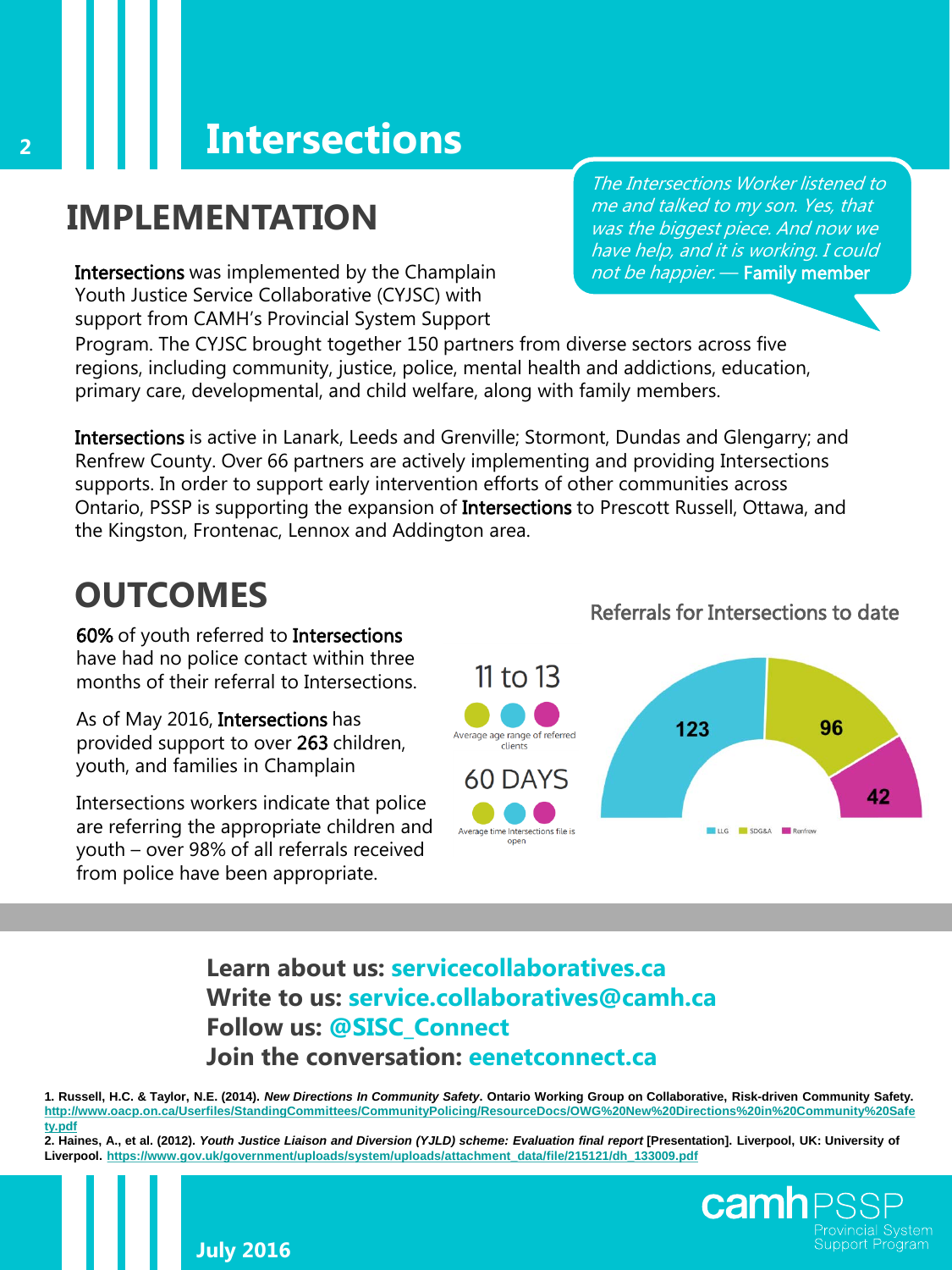# Intersections

## IMPLEMENTATION

*The Intersections Worker listened to me and talked to my son. Yes, that was the biggest piece. And now we have help, and it is working. I could not be happier.* — Family member

Intersections was implemented by the Champlain Youth Justice Service Collaborative (CYJSC) with support from CAMH's Provincial System Support Program. The CYJSC brought together 150 partners from diverse sectors across five regions, including community, justice, police, mental health and addictions, education, primary care, developmental, and child welfare, along with family members.

Intersections is active in Lanark, Leeds and Grenville; Stormont, Dundas and Glengarry; and Renfrew County. Over 66 partners are actively implementing and providing Intersections supports. In order to support early intervention efforts of other communities across Ontario, PSSP is supporting the expansion of Intersections to Prescott Russell, Ottawa, and the Kingston, Frontenac, Lennox and Addington area.

## OUTCOMES

60% of youth referred to Intersections have had no police contact within three months of their referral to Intersections.

As of May 2016, Intersections has provided support to over 263 children, youth, and families in Champlain

Intersections workers indicate that police are referring the appropriate children and youth – over 98% of all referrals received from police have been appropriate.

11 to 13

Average age range of referred clients

60 DAYS

Average time Intersections file is open

Referrals for Intersections to date

123

96

42

LLG SDG&A Renfrew

**Learn about us:** servicecollaboratives.ca
**Write to us:** service.collaboratives@camh.ca
**Follow us:** @SISC_Connect
**Join the conversation:** eenetconnect.ca

1. Russell, H.C. & Taylor, N.E. (2014). *New Directions In Community Safety*. Ontario Working Group on Collaborative, Risk-driven Community Safety. http://www.oacp.on.ca/Userfiles/StandingCommittees/CommunityPolicing/ResourceDocs/OWG%20New%20Directions%20in%20Community%20Safety.pdf

2. Haines, A., et al. (2012). *Youth Justice Liaison and Diversion (YJLD) scheme: Evaluation final report* [Presentation]. Liverpool, UK: University of Liverpool. https://www.gov.uk/government/uploads/system/uploads/attachment_data/file/215121/dh_133009.pdf

camh PSSP Provincial System Support Program

July 2016